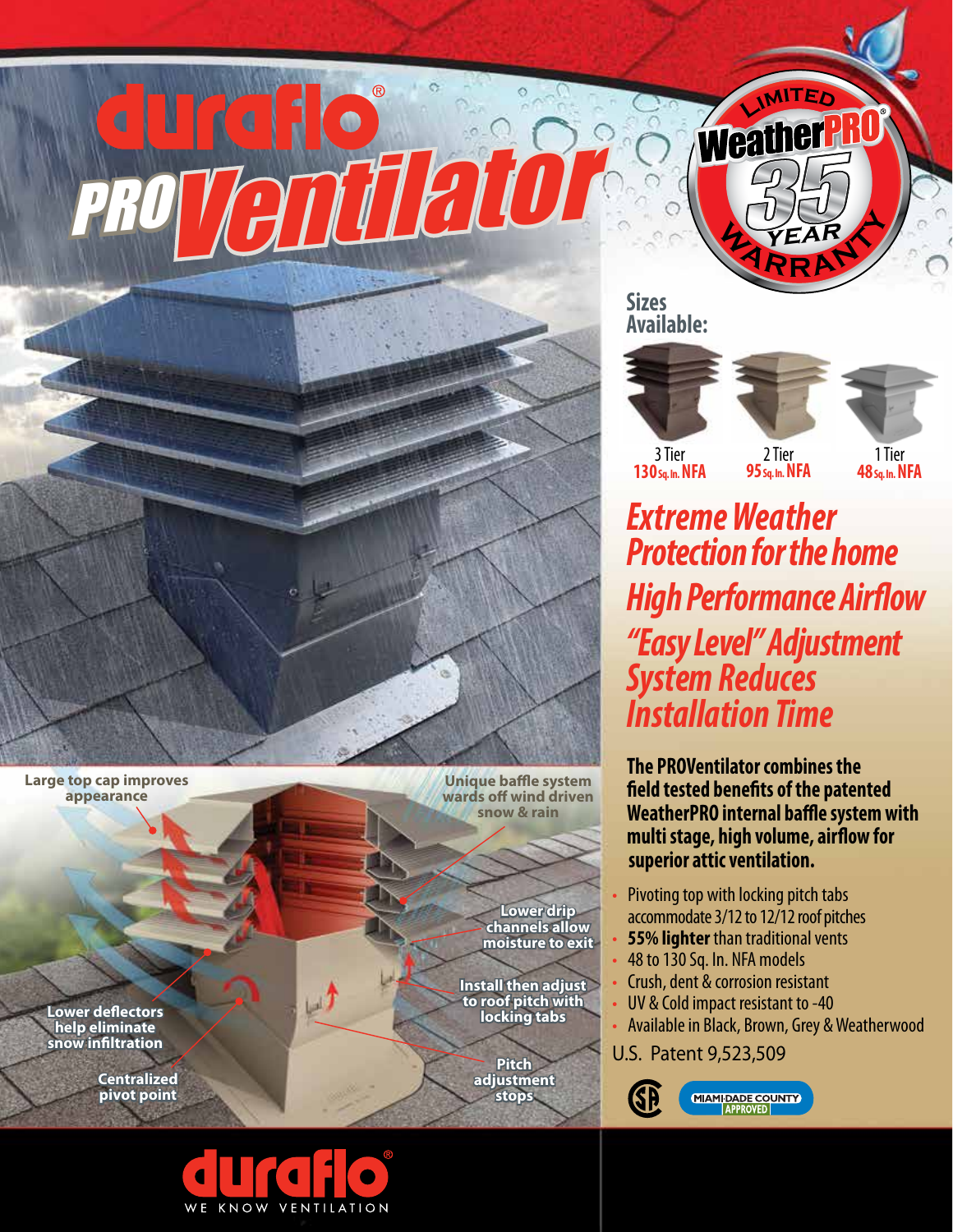# duraflo® PRO Ventilator

LIMITED WeatherPRO® 35 YEAR WARRANTY

**Sizes Available:**

| 3 Tier | 2 Tier | 1 Tier |
|---|---|---|
| 130 Sq. In. NFA | 95 Sq. In. NFA | 48 Sq. In. NFA |

## *Extreme Weather Protection for the home*

## *High Performance Airflow*

## *"Easy Level" Adjustment System Reduces Installation Time*

**The PROVentilator combines the field tested benefits of the patented WeatherPRO internal baffle system with multi stage, high volume, airflow for superior attic ventilation.**

- Pivoting top with locking pitch tabs accommodate 3/12 to 12/12 roof pitches
- **55% lighter** than traditional vents
- 48 to 130 Sq. In. NFA models
- Crush, dent & corrosion resistant
- UV & Cold impact resistant to -40
- Available in Black, Brown, Grey & Weatherwood

U.S. Patent 9,523,509

MIAMI-DADE COUNTY APPROVED

- Large top cap improves appearance
- Unique baffle system wards off wind driven snow & rain
- Lower drip channels allow moisture to exit
- Install then adjust to roof pitch with locking tabs
- Lower deflectors help eliminate snow infiltration
- Centralized pivot point
- Pitch adjustment stops

duraflo® WE KNOW VENTILATION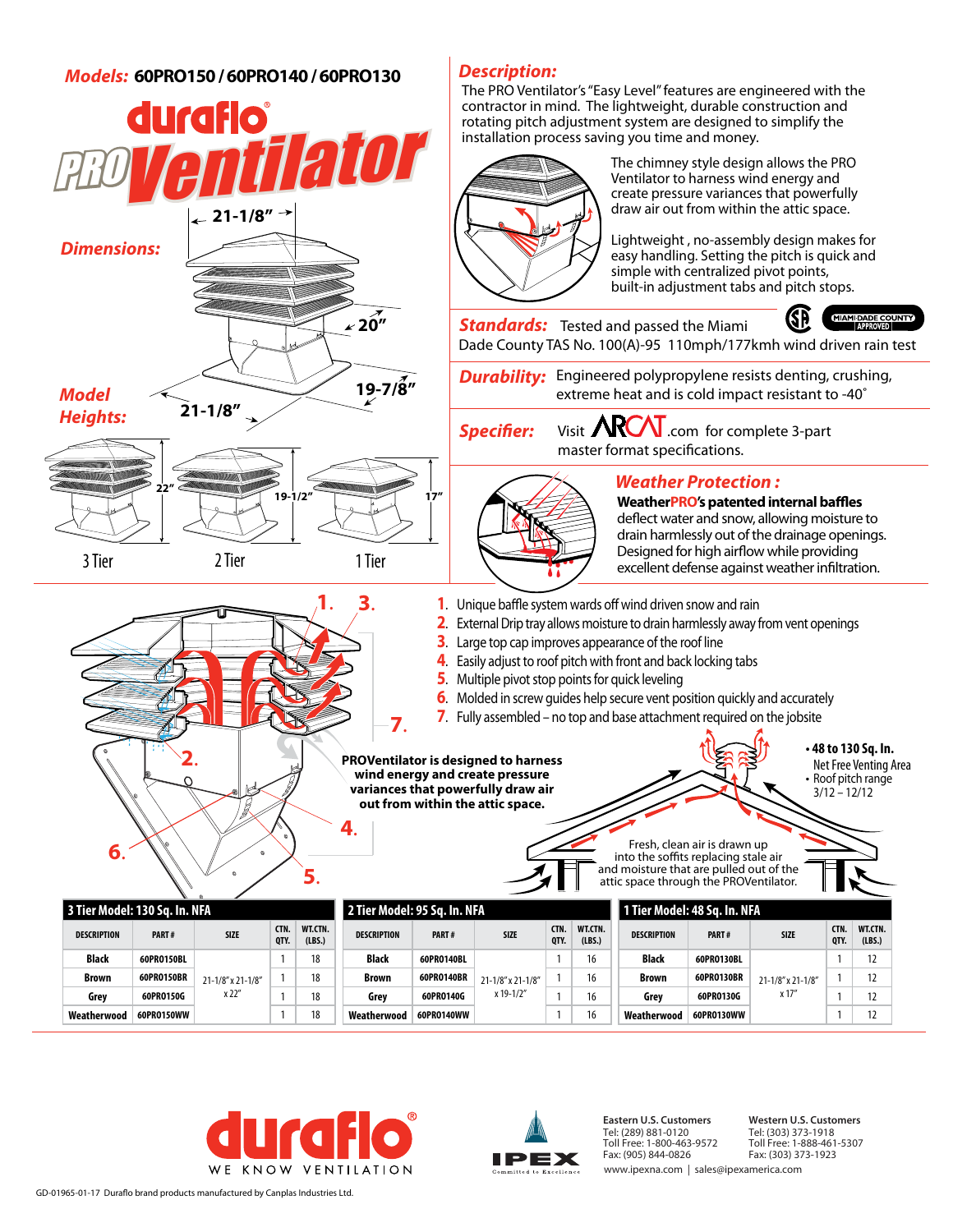**Models:** 60PRO150 / 60PRO140 / 60PRO130

# duraflo PRO Ventilator

## Dimensions:

21-1/8"

20"

19-7/8"

21-1/8"

## Model Heights:

22" — 3 Tier

19-1/2" — 2 Tier

17" — 1 Tier

## Description:

The PRO Ventilator's "Easy Level" features are engineered with the contractor in mind. The lightweight, durable construction and rotating pitch adjustment system are designed to simplify the installation process saving you time and money.

The chimney style design allows the PRO Ventilator to harness wind energy and create pressure variances that powerfully draw air out from within the attic space.

Lightweight, no-assembly design makes for easy handling. Setting the pitch is quick and simple with centralized pivot points, built-in adjustment tabs and pitch stops.

**Standards:** Tested and passed the Miami Dade County TAS No. 100(A)-95 110mph/177kmh wind driven rain test

**Durability:** Engineered polypropylene resists denting, crushing, extreme heat and is cold impact resistant to -40˚

**Specifier:** Visit ARCAT.com for complete 3-part master format specifications.

## Weather Protection:

**WeatherPRO's patented internal baffles** deflect water and snow, allowing moisture to drain harmlessly out of the drainage openings. Designed for high airflow while providing excellent defense against weather infiltration.

1. Unique baffle system wards off wind driven snow and rain
2. External Drip tray allows moisture to drain harmlessly away from vent openings
3. Large top cap improves appearance of the roof line
4. Easily adjust to roof pitch with front and back locking tabs
5. Multiple pivot stop points for quick leveling
6. Molded in screw guides help secure vent position quickly and accurately
7. Fully assembled – no top and base attachment required on the jobsite

**PROVentilator is designed to harness wind energy and create pressure variances that powerfully draw air out from within the attic space.**

- **48 to 130 Sq. In.** Net Free Venting Area
- Roof pitch range 3/12 – 12/12

Fresh, clean air is drawn up into the soffits replacing stale air and moisture that are pulled out of the attic space through the PROVentilator.

**3 Tier Model: 130 Sq. In. NFA**

| DESCRIPTION | PART # | SIZE | CTN. QTY. | WT.CTN. (LBS.) |
|---|---|---|---|---|
| Black | 60PRO150BL | 21-1/8" x 21-1/8" x 22" | 1 | 18 |
| Brown | 60PRO150BR | | 1 | 18 |
| Grey | 60PRO150G | | 1 | 18 |
| Weatherwood | 60PRO150WW | | 1 | 18 |

**2 Tier Model: 95 Sq. In. NFA**

| DESCRIPTION | PART # | SIZE | CTN. QTY. | WT.CTN. (LBS.) |
|---|---|---|---|---|
| Black | 60PRO140BL | 21-1/8" x 21-1/8" x 19-1/2" | 1 | 16 |
| Brown | 60PRO140BR | | 1 | 16 |
| Grey | 60PRO140G | | 1 | 16 |
| Weatherwood | 60PRO140WW | | 1 | 16 |

**1 Tier Model: 48 Sq. In. NFA**

| DESCRIPTION | PART # | SIZE | CTN. QTY. | WT.CTN. (LBS.) |
|---|---|---|---|---|
| Black | 60PRO130BL | 21-1/8" x 21-1/8" x 17" | 1 | 12 |
| Brown | 60PRO130BR | | 1 | 12 |
| Grey | 60PRO130G | | 1 | 12 |
| Weatherwood | 60PRO130WW | | 1 | 12 |

duraflo — WE KNOW VENTILATION

IPEX — Committed to Excellence

**Eastern U.S. Customers**
Tel: (289) 881-0120
Toll Free: 1-800-463-9572
Fax: (905) 844-0826

**Western U.S. Customers**
Tel: (303) 373-1918
Toll Free: 1-888-461-5307
Fax: (303) 373-1923

www.ipexna.com | sales@ipexamerica.com

GD-01965-01-17 Duraflo brand products manufactured by Canplas Industries Ltd.